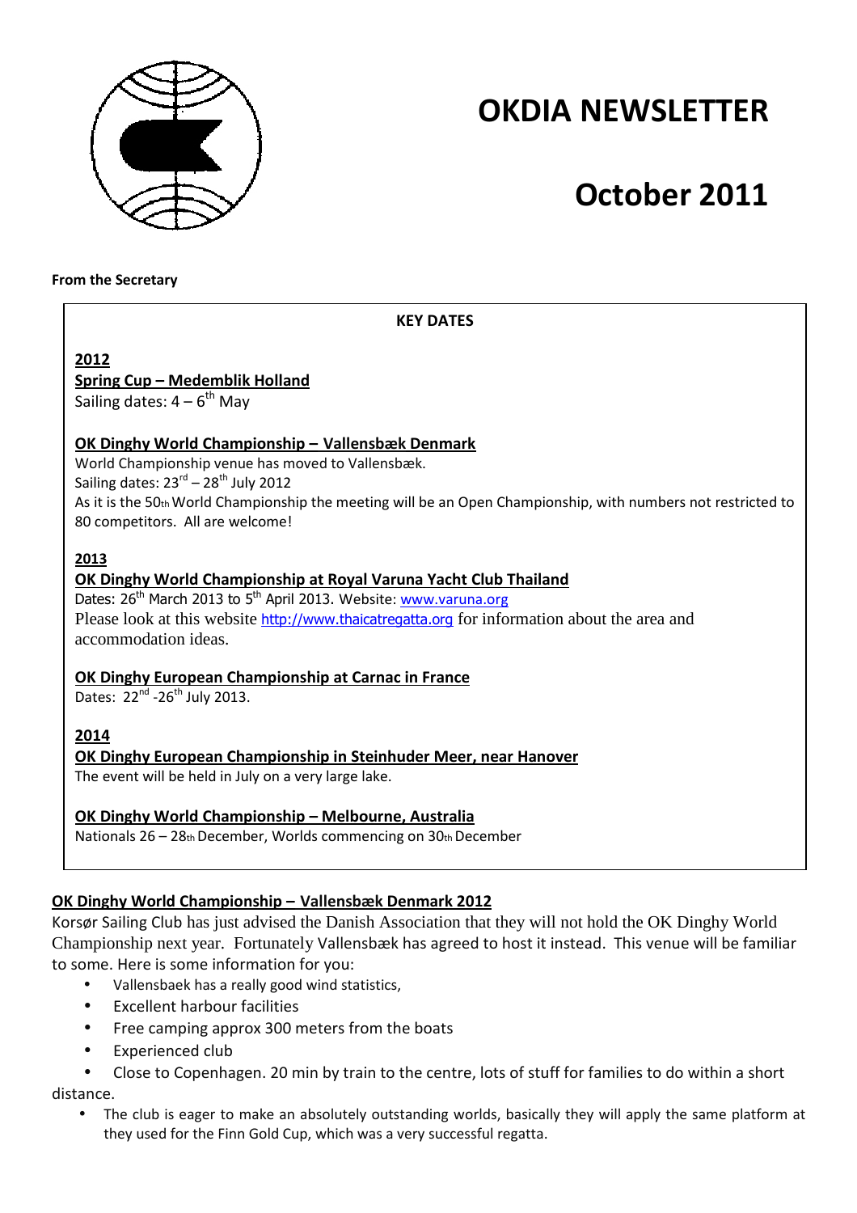# OKDIA NEWSLETTER

# October 2011

**From the Secretary**

**KEY DATES**

**2012**

**Spring Cup – Medemblik Holland**
Sailing dates: 4 – 6th May

**OK Dinghy World Championship – Vallensbæk Denmark**
World Championship venue has moved to Vallensbæk.
Sailing dates: 23rd – 28th July 2012
As it is the 50th World Championship the meeting will be an Open Championship, with numbers not restricted to 80 competitors. All are welcome!

**2013**

**OK Dinghy World Championship at Royal Varuna Yacht Club Thailand**
Dates: 26th March 2013 to 5th April 2013. Website: www.varuna.org
Please look at this website http://www.thaicatregatta.org for information about the area and accommodation ideas.

**OK Dinghy European Championship at Carnac in France**
Dates: 22nd -26th July 2013.

**2014**

**OK Dinghy European Championship in Steinhuder Meer, near Hanover**
The event will be held in July on a very large lake.

**OK Dinghy World Championship – Melbourne, Australia**
Nationals 26 – 28th December, Worlds commencing on 30th December

## OK Dinghy World Championship – Vallensbæk Denmark 2012

Korsør Sailing Club has just advised the Danish Association that they will not hold the OK Dinghy World Championship next year. Fortunately Vallensbæk has agreed to host it instead. This venue will be familiar to some. Here is some information for you:

- Vallensbaek has a really good wind statistics,
- Excellent harbour facilities
- Free camping approx 300 meters from the boats
- Experienced club
- Close to Copenhagen. 20 min by train to the centre, lots of stuff for families to do within a short distance.
- The club is eager to make an absolutely outstanding worlds, basically they will apply the same platform at they used for the Finn Gold Cup, which was a very successful regatta.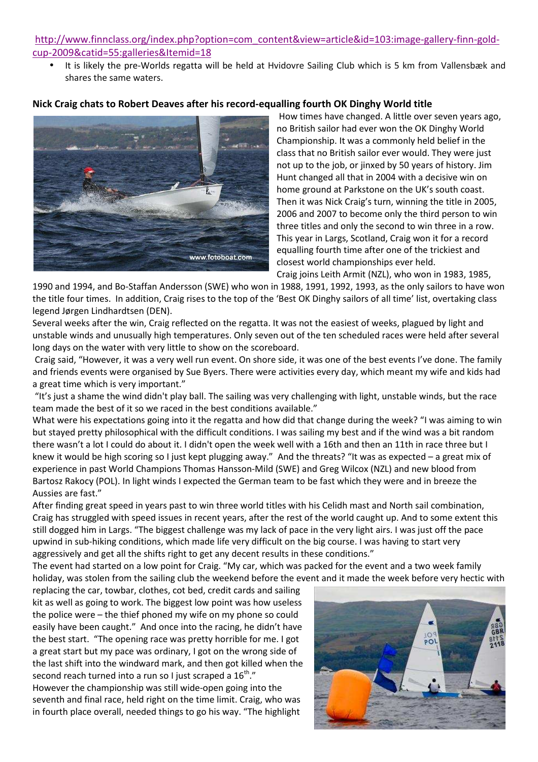[http://www.finnclass.org/index.php?option=com_content&view=article&id=103:image-gallery-finn-gold-cup-2009&catid=55:galleries&Itemid=18](http://www.finnclass.org/index.php?option=com_content&view=article&id=103:image-gallery-finn-gold-cup-2009&catid=55:galleries&Itemid=18)

- It is likely the pre-Worlds regatta will be held at Hvidovre Sailing Club which is 5 km from Vallensbæk and shares the same waters.

**Nick Craig chats to Robert Deaves after his record-equalling fourth OK Dinghy World title**

How times have changed. A little over seven years ago, no British sailor had ever won the OK Dinghy World Championship. It was a commonly held belief in the class that no British sailor ever would. They were just not up to the job, or jinxed by 50 years of history. Jim Hunt changed all that in 2004 with a decisive win on home ground at Parkstone on the UK's south coast. Then it was Nick Craig's turn, winning the title in 2005, 2006 and 2007 to become only the third person to win three titles and only the second to win three in a row. This year in Largs, Scotland, Craig won it for a record equalling fourth time after one of the trickiest and closest world championships ever held.

Craig joins Leith Armit (NZL), who won in 1983, 1985, 1990 and 1994, and Bo-Staffan Andersson (SWE) who won in 1988, 1991, 1992, 1993, as the only sailors to have won the title four times. In addition, Craig rises to the top of the 'Best OK Dinghy sailors of all time' list, overtaking class legend Jørgen Lindhardtsen (DEN).

Several weeks after the win, Craig reflected on the regatta. It was not the easiest of weeks, plagued by light and unstable winds and unusually high temperatures. Only seven out of the ten scheduled races were held after several long days on the water with very little to show on the scoreboard.

Craig said, "However, it was a very well run event. On shore side, it was one of the best events I've done. The family and friends events were organised by Sue Byers. There were activities every day, which meant my wife and kids had a great time which is very important."

"It's just a shame the wind didn't play ball. The sailing was very challenging with light, unstable winds, but the race team made the best of it so we raced in the best conditions available."

What were his expectations going into it the regatta and how did that change during the week? "I was aiming to win but stayed pretty philosophical with the difficult conditions. I was sailing my best and if the wind was a bit random there wasn't a lot I could do about it. I didn't open the week well with a 16th and then an 11th in race three but I knew it would be high scoring so I just kept plugging away." And the threats? "It was as expected – a great mix of experience in past World Champions Thomas Hansson-Mild (SWE) and Greg Wilcox (NZL) and new blood from Bartosz Rakocy (POL). In light winds I expected the German team to be fast which they were and in breeze the Aussies are fast."

After finding great speed in years past to win three world titles with his Celidh mast and North sail combination, Craig has struggled with speed issues in recent years, after the rest of the world caught up. And to some extent this still dogged him in Largs. "The biggest challenge was my lack of pace in the very light airs. I was just off the pace upwind in sub-hiking conditions, which made life very difficult on the big course. I was having to start very aggressively and get all the shifts right to get any decent results in these conditions."

The event had started on a low point for Craig. "My car, which was packed for the event and a two week family holiday, was stolen from the sailing club the weekend before the event and it made the week before very hectic with replacing the car, towbar, clothes, cot bed, credit cards and sailing kit as well as going to work. The biggest low point was how useless the police were – the thief phoned my wife on my phone so could easily have been caught." And once into the racing, he didn't have the best start. "The opening race was pretty horrible for me. I got a great start but my pace was ordinary, I got on the wrong side of the last shift into the windward mark, and then got killed when the second reach turned into a run so I just scraped a 16th."

However the championship was still wide-open going into the seventh and final race, held right on the time limit. Craig, who was in fourth place overall, needed things to go his way. "The highlight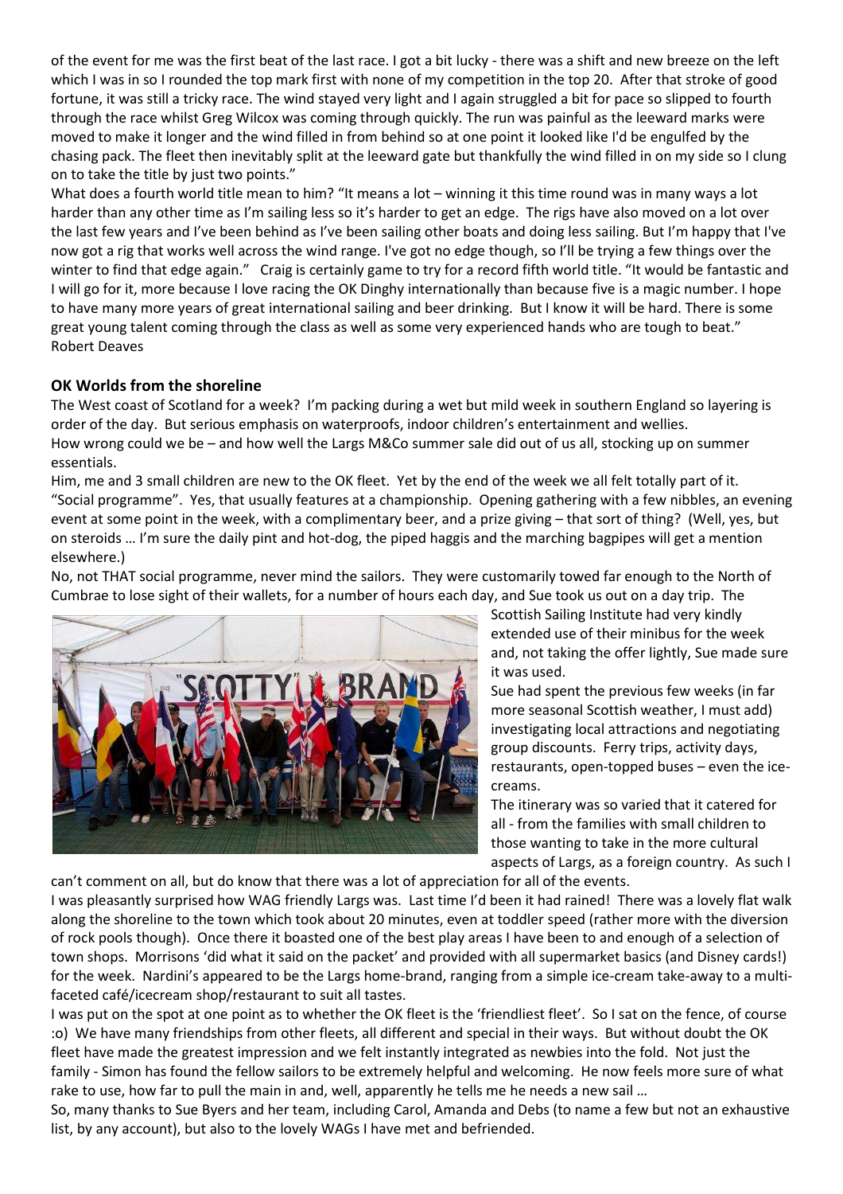of the event for me was the first beat of the last race. I got a bit lucky - there was a shift and new breeze on the left which I was in so I rounded the top mark first with none of my competition in the top 20. After that stroke of good fortune, it was still a tricky race. The wind stayed very light and I again struggled a bit for pace so slipped to fourth through the race whilst Greg Wilcox was coming through quickly. The run was painful as the leeward marks were moved to make it longer and the wind filled in from behind so at one point it looked like I'd be engulfed by the chasing pack. The fleet then inevitably split at the leeward gate but thankfully the wind filled in on my side so I clung on to take the title by just two points."

What does a fourth world title mean to him? "It means a lot – winning it this time round was in many ways a lot harder than any other time as I'm sailing less so it's harder to get an edge. The rigs have also moved on a lot over the last few years and I've been behind as I've been sailing other boats and doing less sailing. But I'm happy that I've now got a rig that works well across the wind range. I've got no edge though, so I'll be trying a few things over the winter to find that edge again." Craig is certainly game to try for a record fifth world title. "It would be fantastic and I will go for it, more because I love racing the OK Dinghy internationally than because five is a magic number. I hope to have many more years of great international sailing and beer drinking. But I know it will be hard. There is some great young talent coming through the class as well as some very experienced hands who are tough to beat."

Robert Deaves

**OK Worlds from the shoreline**

The West coast of Scotland for a week? I'm packing during a wet but mild week in southern England so layering is order of the day. But serious emphasis on waterproofs, indoor children's entertainment and wellies.

How wrong could we be – and how well the Largs M&Co summer sale did out of us all, stocking up on summer essentials.

Him, me and 3 small children are new to the OK fleet. Yet by the end of the week we all felt totally part of it. "Social programme". Yes, that usually features at a championship. Opening gathering with a few nibbles, an evening event at some point in the week, with a complimentary beer, and a prize giving – that sort of thing? (Well, yes, but on steroids … I'm sure the daily pint and hot-dog, the piped haggis and the marching bagpipes will get a mention elsewhere.)

No, not THAT social programme, never mind the sailors. They were customarily towed far enough to the North of Cumbrae to lose sight of their wallets, for a number of hours each day, and Sue took us out on a day trip. The Scottish Sailing Institute had very kindly extended use of their minibus for the week and, not taking the offer lightly, Sue made sure it was used.

Sue had spent the previous few weeks (in far more seasonal Scottish weather, I must add) investigating local attractions and negotiating group discounts. Ferry trips, activity days, restaurants, open-topped buses – even the ice-creams.

The itinerary was so varied that it catered for all - from the families with small children to those wanting to take in the more cultural aspects of Largs, as a foreign country. As such I can't comment on all, but do know that there was a lot of appreciation for all of the events.

I was pleasantly surprised how WAG friendly Largs was. Last time I'd been it had rained! There was a lovely flat walk along the shoreline to the town which took about 20 minutes, even at toddler speed (rather more with the diversion of rock pools though). Once there it boasted one of the best play areas I have been to and enough of a selection of town shops. Morrisons 'did what it said on the packet' and provided with all supermarket basics (and Disney cards!) for the week. Nardini's appeared to be the Largs home-brand, ranging from a simple ice-cream take-away to a multi-faceted café/icecream shop/restaurant to suit all tastes.

I was put on the spot at one point as to whether the OK fleet is the 'friendliest fleet'. So I sat on the fence, of course :o) We have many friendships from other fleets, all different and special in their ways. But without doubt the OK fleet have made the greatest impression and we felt instantly integrated as newbies into the fold. Not just the family - Simon has found the fellow sailors to be extremely helpful and welcoming. He now feels more sure of what rake to use, how far to pull the main in and, well, apparently he tells me he needs a new sail …

So, many thanks to Sue Byers and her team, including Carol, Amanda and Debs (to name a few but not an exhaustive list, by any account), but also to the lovely WAGs I have met and befriended.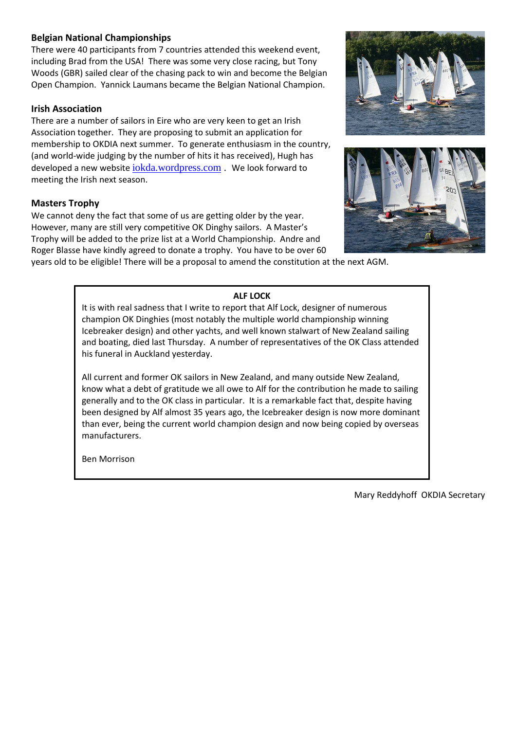### Belgian National Championships

There were 40 participants from 7 countries attended this weekend event, including Brad from the USA! There was some very close racing, but Tony Woods (GBR) sailed clear of the chasing pack to win and become the Belgian Open Champion. Yannick Laumans became the Belgian National Champion.

### Irish Association

There are a number of sailors in Eire who are very keen to get an Irish Association together. They are proposing to submit an application for membership to OKDIA next summer. To generate enthusiasm in the country, (and world-wide judging by the number of hits it has received), Hugh has developed a new website iokda.wordpress.com . We look forward to meeting the Irish next season.

### Masters Trophy

We cannot deny the fact that some of us are getting older by the year. However, many are still very competitive OK Dinghy sailors. A Master's Trophy will be added to the prize list at a World Championship. Andre and Roger Blasse have kindly agreed to donate a trophy. You have to be over 60 years old to be eligible! There will be a proposal to amend the constitution at the next AGM.

**ALF LOCK**

It is with real sadness that I write to report that Alf Lock, designer of numerous champion OK Dinghies (most notably the multiple world championship winning Icebreaker design) and other yachts, and well known stalwart of New Zealand sailing and boating, died last Thursday. A number of representatives of the OK Class attended his funeral in Auckland yesterday.

All current and former OK sailors in New Zealand, and many outside New Zealand, know what a debt of gratitude we all owe to Alf for the contribution he made to sailing generally and to the OK class in particular. It is a remarkable fact that, despite having been designed by Alf almost 35 years ago, the Icebreaker design is now more dominant than ever, being the current world champion design and now being copied by overseas manufacturers.

Ben Morrison

Mary Reddyhoff OKDIA Secretary